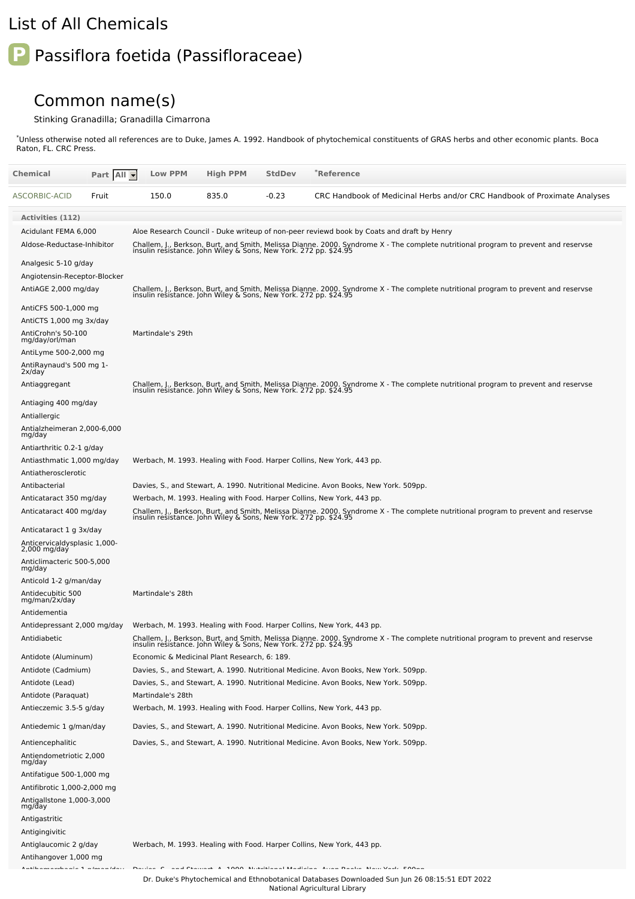# List of All Chemicals

## P Passiflora foetida (Passifloraceae)

## Common name(s)

Stinking Granadilla; Granadilla Cimarrona

*Unless otherwise noted all references are to Duke, James A. 1992. Handbook of phytochemical constituents of GRAS herbs and other economic plants. Boca Raton, FL. CRC Press.

| Chemical | Part All | Low PPM | High PPM | StdDev | *Reference |
|---|---|---|---|---|---|
| ASCORBIC-ACID | Fruit | 150.0 | 835.0 | -0.23 | CRC Handbook of Medicinal Herbs and/or CRC Handbook of Proximate Analyses |

| Activities (112) | |
|---|---|
| Acidulant FEMA 6,000 | Aloe Research Council - Duke writeup of non-peer reviewd book by Coats and draft by Henry |
| Aldose-Reductase-Inhibitor | Challem, J., Berkson, Burt, and Smith, Melissa Dianne. 2000. Syndrome X - The complete nutritional program to prevent and reservse insulin resistance. John Wiley & Sons, New York. 272 pp. $24.95 |
| Analgesic 5-10 g/day | |
| Angiotensin-Receptor-Blocker | |
| AntiAGE 2,000 mg/day | Challem, J., Berkson, Burt, and Smith, Melissa Dianne. 2000. Syndrome X - The complete nutritional program to prevent and reservse insulin resistance. John Wiley & Sons, New York. 272 pp. $24.95 |
| AntiCFS 500-1,000 mg | |
| AntiCTS 1,000 mg 3x/day | |
| AntiCrohn's 50-100 mg/day/orl/man | Martindale's 29th |
| AntiLyme 500-2,000 mg | |
| AntiRaynaud's 500 mg 1-2x/day | |
| Antiaggregant | Challem, J., Berkson, Burt, and Smith, Melissa Dianne. 2000. Syndrome X - The complete nutritional program to prevent and reservse insulin resistance. John Wiley & Sons, New York. 272 pp. $24.95 |
| Antiaging 400 mg/day | |
| Antiallergic | |
| Antialzheimeran 2,000-6,000 mg/day | |
| Antiarthritic 0.2-1 g/day | |
| Antiasthmatic 1,000 mg/day | Werbach, M. 1993. Healing with Food. Harper Collins, New York, 443 pp. |
| Antiatherosclerotic | |
| Antibacterial | Davies, S., and Stewart, A. 1990. Nutritional Medicine. Avon Books, New York. 509pp. |
| Anticataract 350 mg/day | Werbach, M. 1993. Healing with Food. Harper Collins, New York, 443 pp. |
| Anticataract 400 mg/day | Challem, J., Berkson, Burt, and Smith, Melissa Dianne. 2000. Syndrome X - The complete nutritional program to prevent and reservse insulin resistance. John Wiley & Sons, New York. 272 pp. $24.95 |
| Anticataract 1 g 3x/day | |
| Anticervicaldysplasic 1,000-2,000 mg/day | |
| Anticlimacteric 500-5,000 mg/day | |
| Anticold 1-2 g/man/day | |
| Antidecubitic 500 mg/man/2x/day | Martindale's 28th |
| Antidementia | |
| Antidepressant 2,000 mg/day | Werbach, M. 1993. Healing with Food. Harper Collins, New York, 443 pp. |
| Antidiabetic | Challem, J., Berkson, Burt, and Smith, Melissa Dianne. 2000. Syndrome X - The complete nutritional program to prevent and reservse insulin resistance. John Wiley & Sons, New York. 272 pp. $24.95 |
| Antidote (Aluminum) | Economic & Medicinal Plant Research, 6: 189. |
| Antidote (Cadmium) | Davies, S., and Stewart, A. 1990. Nutritional Medicine. Avon Books, New York. 509pp. |
| Antidote (Lead) | Davies, S., and Stewart, A. 1990. Nutritional Medicine. Avon Books, New York. 509pp. |
| Antidote (Paraquat) | Martindale's 28th |
| Antieczemic 3.5-5 g/day | Werbach, M. 1993. Healing with Food. Harper Collins, New York, 443 pp. |
| Antiedemic 1 g/man/day | Davies, S., and Stewart, A. 1990. Nutritional Medicine. Avon Books, New York. 509pp. |
| Antiencephalitic | Davies, S., and Stewart, A. 1990. Nutritional Medicine. Avon Books, New York. 509pp. |
| Antiendometriotic 2,000 mg/day | |
| Antifatigue 500-1,000 mg | |
| Antifibrotic 1,000-2,000 mg | |
| Antigallstone 1,000-3,000 mg/day | |
| Antigastritic | |
| Antigingivitic | |
| Antiglaucomic 2 g/day | Werbach, M. 1993. Healing with Food. Harper Collins, New York, 443 pp. |
| Antihangover 1,000 mg | |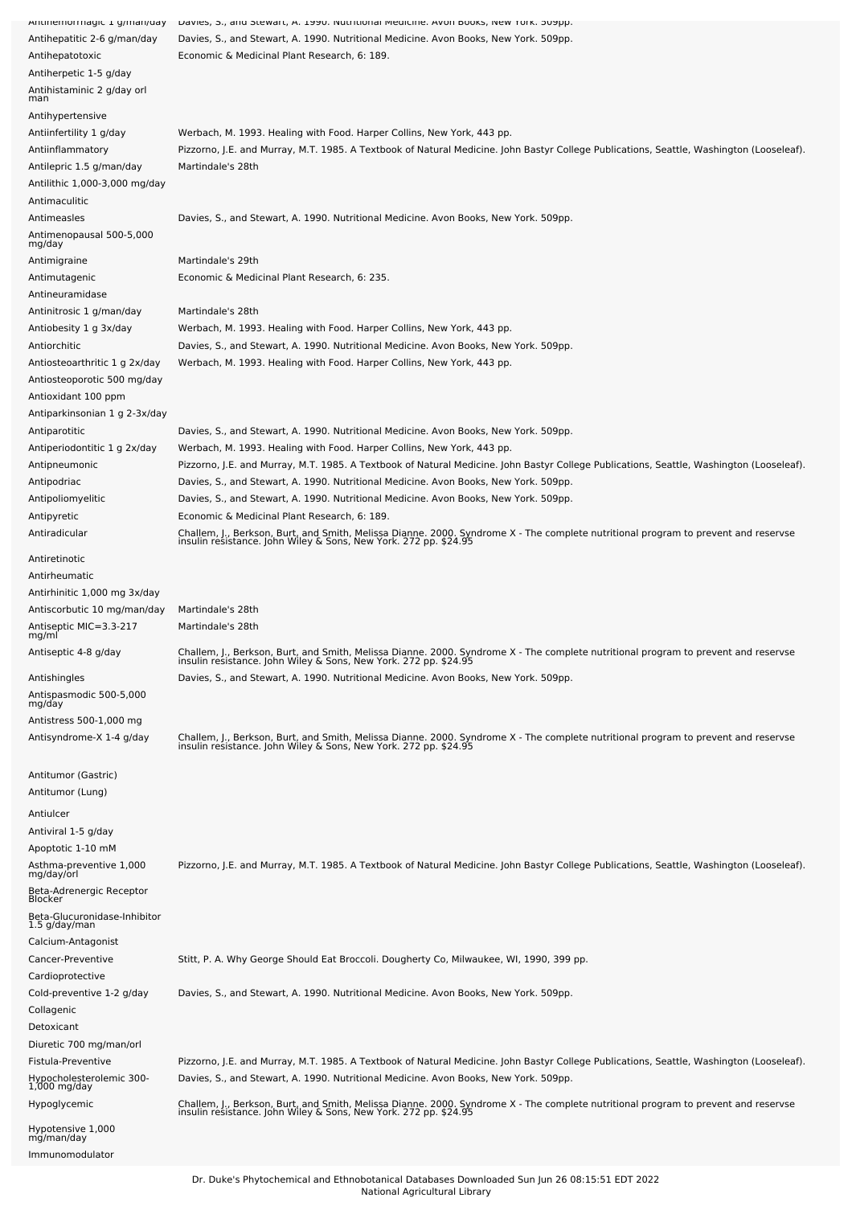| | |
|---|---|
| Antihemorrhagic 1 g/man/day | Davies, S., and Stewart, A. 1990. Nutritional Medicine. Avon Books, New York. 509pp. |
| Antihepatitic 2-6 g/man/day | Davies, S., and Stewart, A. 1990. Nutritional Medicine. Avon Books, New York. 509pp. |
| Antihepatotoxic | Economic & Medicinal Plant Research, 6: 189. |
| Antiherpetic 1-5 g/day | |
| Antihistaminic 2 g/day orl man | |
| Antihypertensive | |
| Antiinfertility 1 g/day | Werbach, M. 1993. Healing with Food. Harper Collins, New York, 443 pp. |
| Antiinflammatory | Pizzorno, J.E. and Murray, M.T. 1985. A Textbook of Natural Medicine. John Bastyr College Publications, Seattle, Washington (Looseleaf). |
| Antilepric 1.5 g/man/day | Martindale's 28th |
| Antilithic 1,000-3,000 mg/day | |
| Antimaculitic | |
| Antimeasles | Davies, S., and Stewart, A. 1990. Nutritional Medicine. Avon Books, New York. 509pp. |
| Antimenopausal 500-5,000 mg/day | |
| Antimigraine | Martindale's 29th |
| Antimutagenic | Economic & Medicinal Plant Research, 6: 235. |
| Antineuramidase | |
| Antinitrosic 1 g/man/day | Martindale's 28th |
| Antiobesity 1 g 3x/day | Werbach, M. 1993. Healing with Food. Harper Collins, New York, 443 pp. |
| Antiorchitic | Davies, S., and Stewart, A. 1990. Nutritional Medicine. Avon Books, New York. 509pp. |
| Antiosteoarthritic 1 g 2x/day | Werbach, M. 1993. Healing with Food. Harper Collins, New York, 443 pp. |
| Antiosteoporotic 500 mg/day | |
| Antioxidant 100 ppm | |
| Antiparkinsonian 1 g 2-3x/day | |
| Antiparotitic | Davies, S., and Stewart, A. 1990. Nutritional Medicine. Avon Books, New York. 509pp. |
| Antiperiodontitic 1 g 2x/day | Werbach, M. 1993. Healing with Food. Harper Collins, New York, 443 pp. |
| Antipneumonic | Pizzorno, J.E. and Murray, M.T. 1985. A Textbook of Natural Medicine. John Bastyr College Publications, Seattle, Washington (Looseleaf). |
| Antipodriac | Davies, S., and Stewart, A. 1990. Nutritional Medicine. Avon Books, New York. 509pp. |
| Antipoliomyelitic | Davies, S., and Stewart, A. 1990. Nutritional Medicine. Avon Books, New York. 509pp. |
| Antipyretic | Economic & Medicinal Plant Research, 6: 189. |
| Antiradicular | Challem, J., Berkson, Burt, and Smith, Melissa Dianne. 2000. Syndrome X - The complete nutritional program to prevent and reservse insulin resistance. John Wiley & Sons, New York. 272 pp. $24.95 |
| Antiretinotic | |
| Antirheumatic | |
| Antirhinitic 1,000 mg 3x/day | |
| Antiscorbutic 10 mg/man/day | Martindale's 28th |
| Antiseptic MIC=3.3-217 mg/ml | Martindale's 28th |
| Antiseptic 4-8 g/day | Challem, J., Berkson, Burt, and Smith, Melissa Dianne. 2000. Syndrome X - The complete nutritional program to prevent and reservse insulin resistance. John Wiley & Sons, New York. 272 pp. $24.95 |
| Antishingles | Davies, S., and Stewart, A. 1990. Nutritional Medicine. Avon Books, New York. 509pp. |
| Antispasmodic 500-5,000 mg/day | |
| Antistress 500-1,000 mg | |
| Antisyndrome-X 1-4 g/day | Challem, J., Berkson, Burt, and Smith, Melissa Dianne. 2000. Syndrome X - The complete nutritional program to prevent and reservse insulin resistance. John Wiley & Sons, New York. 272 pp. $24.95 |
| Antitumor (Gastric) | |
| Antitumor (Lung) | |
| Antiulcer | |
| Antiviral 1-5 g/day | |
| Apoptotic 1-10 mM | |
| Asthma-preventive 1,000 mg/day/orl | Pizzorno, J.E. and Murray, M.T. 1985. A Textbook of Natural Medicine. John Bastyr College Publications, Seattle, Washington (Looseleaf). |
| Beta-Adrenergic Receptor Blocker | |
| Beta-Glucuronidase-Inhibitor 1.5 g/day/man | |
| Calcium-Antagonist | |
| Cancer-Preventive | Stitt, P. A. Why George Should Eat Broccoli. Dougherty Co, Milwaukee, WI, 1990, 399 pp. |
| Cardioprotective | |
| Cold-preventive 1-2 g/day | Davies, S., and Stewart, A. 1990. Nutritional Medicine. Avon Books, New York. 509pp. |
| Collagenic | |
| Detoxicant | |
| Diuretic 700 mg/man/orl | |
| Fistula-Preventive | Pizzorno, J.E. and Murray, M.T. 1985. A Textbook of Natural Medicine. John Bastyr College Publications, Seattle, Washington (Looseleaf). |
| Hypocholesterolemic 300-1,000 mg/day | Davies, S., and Stewart, A. 1990. Nutritional Medicine. Avon Books, New York. 509pp. |
| Hypoglycemic | Challem, J., Berkson, Burt, and Smith, Melissa Dianne. 2000. Syndrome X - The complete nutritional program to prevent and reservse insulin resistance. John Wiley & Sons, New York. 272 pp. $24.95 |
| Hypotensive 1,000 mg/man/day | |
| Immunomodulator | |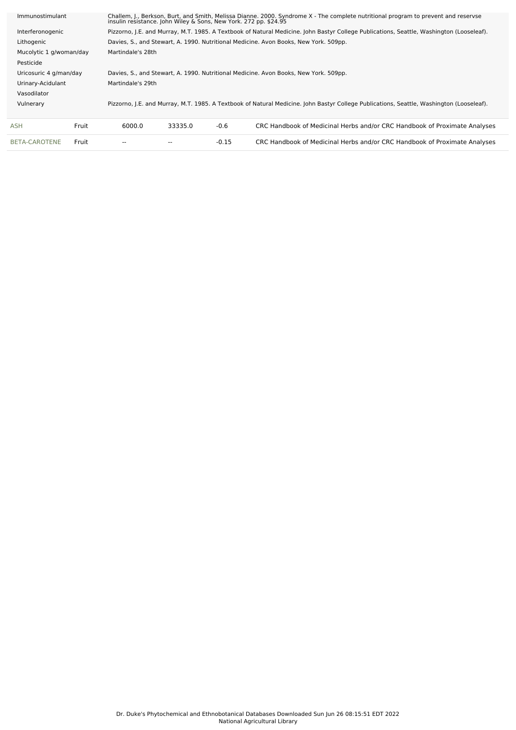| Activity | Reference |
|---|---|
| Immunostimulant | Challem, J., Berkson, Burt, and Smith, Melissa Dianne. 2000. Syndrome X - The complete nutritional program to prevent and reservse insulin resistance. John Wiley & Sons, New York. 272 pp. $24.95 |
| Interferonogenic | Pizzorno, J.E. and Murray, M.T. 1985. A Textbook of Natural Medicine. John Bastyr College Publications, Seattle, Washington (Looseleaf). |
| Lithogenic | Davies, S., and Stewart, A. 1990. Nutritional Medicine. Avon Books, New York. 509pp. |
| Mucolytic 1 g/woman/day | Martindale's 28th |
| Pesticide | |
| Uricosuric 4 g/man/day | Davies, S., and Stewart, A. 1990. Nutritional Medicine. Avon Books, New York. 509pp. |
| Urinary-Acidulant | Martindale's 29th |
| Vasodilator | |
| Vulnerary | Pizzorno, J.E. and Murray, M.T. 1985. A Textbook of Natural Medicine. John Bastyr College Publications, Seattle, Washington (Looseleaf). |

| Chemical | Part | Low PPM | High PPM | StdDev | Reference |
|---|---|---|---|---|---|
| ASH | Fruit | 6000.0 | 33335.0 | -0.6 | CRC Handbook of Medicinal Herbs and/or CRC Handbook of Proximate Analyses |
| BETA-CAROTENE | Fruit | -- | -- | -0.15 | CRC Handbook of Medicinal Herbs and/or CRC Handbook of Proximate Analyses |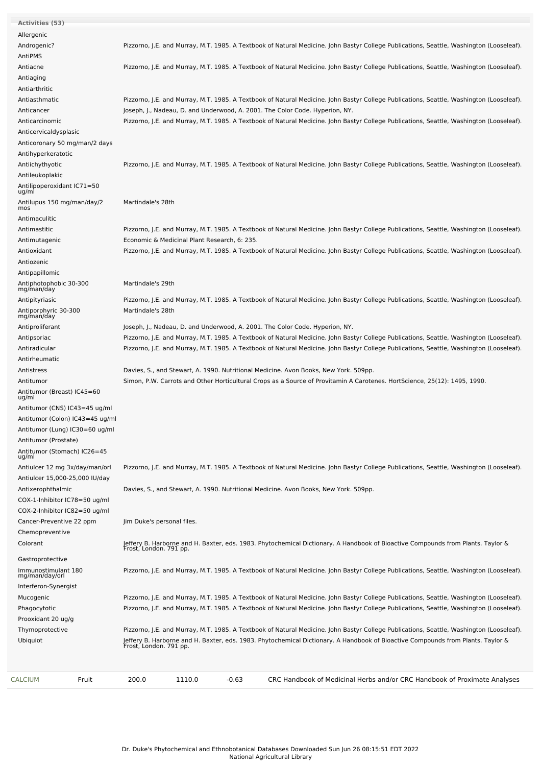**Activities (53)**

| Activity | Reference |
|---|---|
| Allergenic | |
| Androgenic? | Pizzorno, J.E. and Murray, M.T. 1985. A Textbook of Natural Medicine. John Bastyr College Publications, Seattle, Washington (Looseleaf). |
| AntiPMS | |
| Antiacne | Pizzorno, J.E. and Murray, M.T. 1985. A Textbook of Natural Medicine. John Bastyr College Publications, Seattle, Washington (Looseleaf). |
| Antiaging | |
| Antiarthritic | |
| Antiasthmatic | Pizzorno, J.E. and Murray, M.T. 1985. A Textbook of Natural Medicine. John Bastyr College Publications, Seattle, Washington (Looseleaf). |
| Anticancer | Joseph, J., Nadeau, D. and Underwood, A. 2001. The Color Code. Hyperion, NY. |
| Anticarcinomic | Pizzorno, J.E. and Murray, M.T. 1985. A Textbook of Natural Medicine. John Bastyr College Publications, Seattle, Washington (Looseleaf). |
| Anticervicaldysplasic | |
| Anticoronary 50 mg/man/2 days | |
| Antihyperkeratotic | |
| Antiichythyotic | Pizzorno, J.E. and Murray, M.T. 1985. A Textbook of Natural Medicine. John Bastyr College Publications, Seattle, Washington (Looseleaf). |
| Antileukoplakic | |
| Antilipoperoxidant IC71=50 ug/ml | |
| Antilupus 150 mg/man/day/2 mos | Martindale's 28th |
| Antimaculitic | |
| Antimastitic | Pizzorno, J.E. and Murray, M.T. 1985. A Textbook of Natural Medicine. John Bastyr College Publications, Seattle, Washington (Looseleaf). |
| Antimutagenic | Economic & Medicinal Plant Research, 6: 235. |
| Antioxidant | Pizzorno, J.E. and Murray, M.T. 1985. A Textbook of Natural Medicine. John Bastyr College Publications, Seattle, Washington (Looseleaf). |
| Antiozenic | |
| Antipapillomic | |
| Antiphotophobic 30-300 mg/man/day | Martindale's 29th |
| Antipityriasic | Pizzorno, J.E. and Murray, M.T. 1985. A Textbook of Natural Medicine. John Bastyr College Publications, Seattle, Washington (Looseleaf). |
| Antiporphyric 30-300 mg/man/day | Martindale's 28th |
| Antiproliferant | Joseph, J., Nadeau, D. and Underwood, A. 2001. The Color Code. Hyperion, NY. |
| Antipsoriac | Pizzorno, J.E. and Murray, M.T. 1985. A Textbook of Natural Medicine. John Bastyr College Publications, Seattle, Washington (Looseleaf). |
| Antiradicular | Pizzorno, J.E. and Murray, M.T. 1985. A Textbook of Natural Medicine. John Bastyr College Publications, Seattle, Washington (Looseleaf). |
| Antirheumatic | |
| Antistress | Davies, S., and Stewart, A. 1990. Nutritional Medicine. Avon Books, New York. 509pp. |
| Antitumor | Simon, P.W. Carrots and Other Horticultural Crops as a Source of Provitamin A Carotenes. HortScience, 25(12): 1495, 1990. |
| Antitumor (Breast) IC45=60 ug/ml | |
| Antitumor (CNS) IC43=45 ug/ml | |
| Antitumor (Colon) IC43=45 ug/ml | |
| Antitumor (Lung) IC30=60 ug/ml | |
| Antitumor (Prostate) | |
| Antitumor (Stomach) IC26=45 ug/ml | |
| Antiulcer 12 mg 3x/day/man/orl | Pizzorno, J.E. and Murray, M.T. 1985. A Textbook of Natural Medicine. John Bastyr College Publications, Seattle, Washington (Looseleaf). |
| Antiulcer 15,000-25,000 IU/day | |
| Antixerophthalmic | Davies, S., and Stewart, A. 1990. Nutritional Medicine. Avon Books, New York. 509pp. |
| COX-1-Inhibitor IC78=50 ug/ml | |
| COX-2-Inhibitor IC82=50 ug/ml | |
| Cancer-Preventive 22 ppm | Jim Duke's personal files. |
| Chemopreventive | |
| Colorant | Jeffery B. Harborne and H. Baxter, eds. 1983. Phytochemical Dictionary. A Handbook of Bioactive Compounds from Plants. Taylor & Frost, London. 791 pp. |
| Gastroprotective | |
| Immunostimulant 180 mg/man/day/orl | Pizzorno, J.E. and Murray, M.T. 1985. A Textbook of Natural Medicine. John Bastyr College Publications, Seattle, Washington (Looseleaf). |
| Interferon-Synergist | |
| Mucogenic | Pizzorno, J.E. and Murray, M.T. 1985. A Textbook of Natural Medicine. John Bastyr College Publications, Seattle, Washington (Looseleaf). |
| Phagocytotic | Pizzorno, J.E. and Murray, M.T. 1985. A Textbook of Natural Medicine. John Bastyr College Publications, Seattle, Washington (Looseleaf). |
| Prooxidant 20 ug/g | |
| Thymoprotective | Pizzorno, J.E. and Murray, M.T. 1985. A Textbook of Natural Medicine. John Bastyr College Publications, Seattle, Washington (Looseleaf). |
| Ubiquiot | Jeffery B. Harborne and H. Baxter, eds. 1983. Phytochemical Dictionary. A Handbook of Bioactive Compounds from Plants. Taylor & Frost, London. 791 pp. |

| | | | | | |
|---|---|---|---|---|---|
| CALCIUM | Fruit | 200.0 | 1110.0 | -0.63 | CRC Handbook of Medicinal Herbs and/or CRC Handbook of Proximate Analyses |

Dr. Duke's Phytochemical and Ethnobotanical Databases Downloaded Sun Jun 26 08:15:51 EDT 2022
National Agricultural Library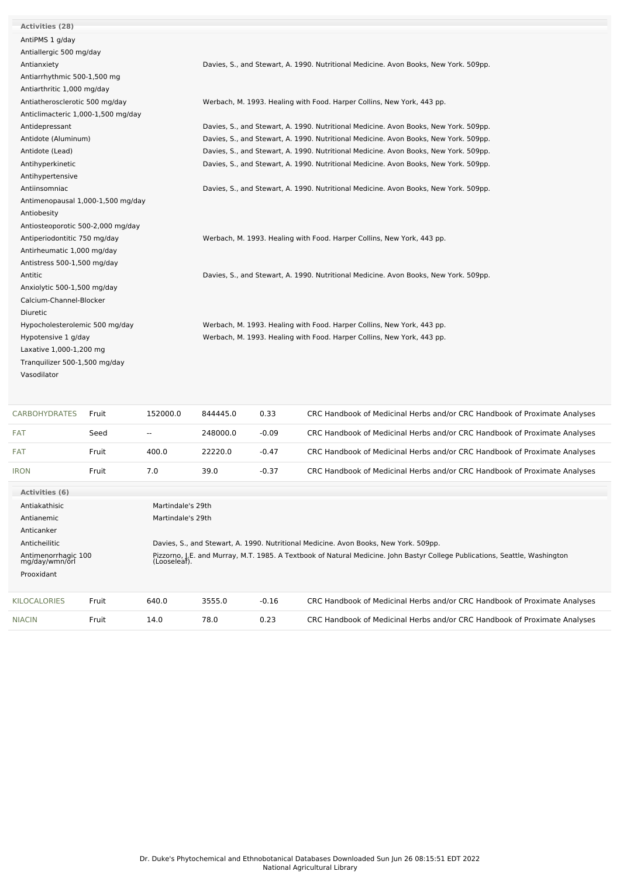**Activities (28)**

| Activity | Reference |
| --- | --- |
| AntiPMS 1 g/day | |
| Antiallergic 500 mg/day | |
| Antianxiety | Davies, S., and Stewart, A. 1990. Nutritional Medicine. Avon Books, New York. 509pp. |
| Antiarrhythmic 500-1,500 mg | |
| Antiarthritic 1,000 mg/day | |
| Antiatherosclerotic 500 mg/day | Werbach, M. 1993. Healing with Food. Harper Collins, New York, 443 pp. |
| Anticlimacteric 1,000-1,500 mg/day | |
| Antidepressant | Davies, S., and Stewart, A. 1990. Nutritional Medicine. Avon Books, New York. 509pp. |
| Antidote (Aluminum) | Davies, S., and Stewart, A. 1990. Nutritional Medicine. Avon Books, New York. 509pp. |
| Antidote (Lead) | Davies, S., and Stewart, A. 1990. Nutritional Medicine. Avon Books, New York. 509pp. |
| Antihyperkinetic | Davies, S., and Stewart, A. 1990. Nutritional Medicine. Avon Books, New York. 509pp. |
| Antihypertensive | |
| Antiinsomniac | Davies, S., and Stewart, A. 1990. Nutritional Medicine. Avon Books, New York. 509pp. |
| Antimenopausal 1,000-1,500 mg/day | |
| Antiobesity | |
| Antiosteoporotic 500-2,000 mg/day | |
| Antiperiodontitic 750 mg/day | Werbach, M. 1993. Healing with Food. Harper Collins, New York, 443 pp. |
| Antirheumatic 1,000 mg/day | |
| Antistress 500-1,500 mg/day | |
| Antitic | Davies, S., and Stewart, A. 1990. Nutritional Medicine. Avon Books, New York. 509pp. |
| Anxiolytic 500-1,500 mg/day | |
| Calcium-Channel-Blocker | |
| Diuretic | |
| Hypocholesterolemic 500 mg/day | Werbach, M. 1993. Healing with Food. Harper Collins, New York, 443 pp. |
| Hypotensive 1 g/day | Werbach, M. 1993. Healing with Food. Harper Collins, New York, 443 pp. |
| Laxative 1,000-1,200 mg | |
| Tranquilizer 500-1,500 mg/day | |
| Vasodilator | |

| Chemical | Part | Low | High | SD | Reference |
| --- | --- | --- | --- | --- | --- |
| CARBOHYDRATES | Fruit | 152000.0 | 844445.0 | 0.33 | CRC Handbook of Medicinal Herbs and/or CRC Handbook of Proximate Analyses |
| FAT | Seed | -- | 248000.0 | -0.09 | CRC Handbook of Medicinal Herbs and/or CRC Handbook of Proximate Analyses |
| FAT | Fruit | 400.0 | 22220.0 | -0.47 | CRC Handbook of Medicinal Herbs and/or CRC Handbook of Proximate Analyses |
| IRON | Fruit | 7.0 | 39.0 | -0.37 | CRC Handbook of Medicinal Herbs and/or CRC Handbook of Proximate Analyses |

**Activities (6)**

| Activity | Reference |
| --- | --- |
| Antiakathisic | Martindale's 29th |
| Antianemic | Martindale's 29th |
| Anticanker | |
| Anticheilitic | Davies, S., and Stewart, A. 1990. Nutritional Medicine. Avon Books, New York. 509pp. |
| Antimenorrhagic 100 mg/day/wmn/orl | Pizzorno, J.E. and Murray, M.T. 1985. A Textbook of Natural Medicine. John Bastyr College Publications, Seattle, Washington (Looseleaf). |
| Prooxidant | |

| Chemical | Part | Low | High | SD | Reference |
| --- | --- | --- | --- | --- | --- |
| KILOCALORIES | Fruit | 640.0 | 3555.0 | -0.16 | CRC Handbook of Medicinal Herbs and/or CRC Handbook of Proximate Analyses |
| NIACIN | Fruit | 14.0 | 78.0 | 0.23 | CRC Handbook of Medicinal Herbs and/or CRC Handbook of Proximate Analyses |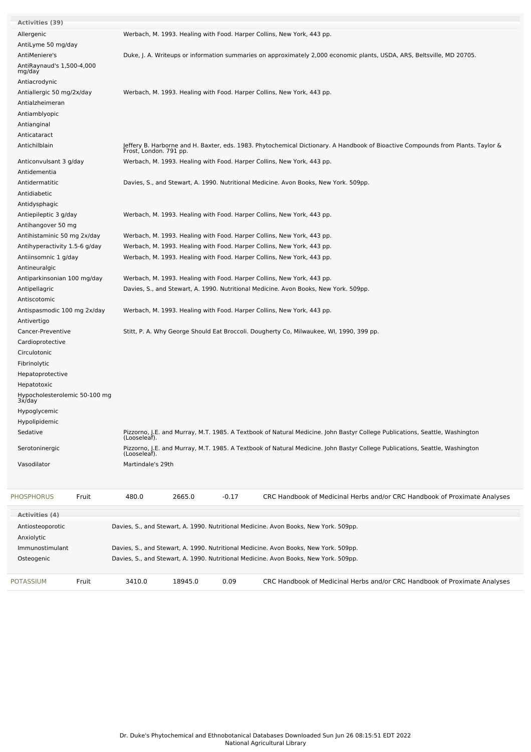| Activities (39) | |
|---|---|
| Allergenic | Werbach, M. 1993. Healing with Food. Harper Collins, New York, 443 pp. |
| AntiLyme 50 mg/day | |
| AntiMeniere's | Duke, J. A. Writeups or information summaries on approximately 2,000 economic plants, USDA, ARS, Beltsville, MD 20705. |
| AntiRaynaud's 1,500-4,000 mg/day | |
| Antiacrodynic | |
| Antiallergic 50 mg/2x/day | Werbach, M. 1993. Healing with Food. Harper Collins, New York, 443 pp. |
| Antialzheimeran | |
| Antiamblyopic | |
| Antianginal | |
| Anticataract | |
| Antichilblain | Jeffery B. Harborne and H. Baxter, eds. 1983. Phytochemical Dictionary. A Handbook of Bioactive Compounds from Plants. Taylor & Frost, London. 791 pp. |
| Anticonvulsant 3 g/day | Werbach, M. 1993. Healing with Food. Harper Collins, New York, 443 pp. |
| Antidementia | |
| Antidermatitic | Davies, S., and Stewart, A. 1990. Nutritional Medicine. Avon Books, New York. 509pp. |
| Antidiabetic | |
| Antidysphagic | |
| Antiepileptic 3 g/day | Werbach, M. 1993. Healing with Food. Harper Collins, New York, 443 pp. |
| Antihangover 50 mg | |
| Antihistaminic 50 mg 2x/day | Werbach, M. 1993. Healing with Food. Harper Collins, New York, 443 pp. |
| Antihyperactivity 1.5-6 g/day | Werbach, M. 1993. Healing with Food. Harper Collins, New York, 443 pp. |
| Antiinsomnic 1 g/day | Werbach, M. 1993. Healing with Food. Harper Collins, New York, 443 pp. |
| Antineuralgic | |
| Antiparkinsonian 100 mg/day | Werbach, M. 1993. Healing with Food. Harper Collins, New York, 443 pp. |
| Antipellagric | Davies, S., and Stewart, A. 1990. Nutritional Medicine. Avon Books, New York. 509pp. |
| Antiscotomic | |
| Antispasmodic 100 mg 2x/day | Werbach, M. 1993. Healing with Food. Harper Collins, New York, 443 pp. |
| Antivertigo | |
| Cancer-Preventive | Stitt, P. A. Why George Should Eat Broccoli. Dougherty Co, Milwaukee, WI, 1990, 399 pp. |
| Cardioprotective | |
| Circulotonic | |
| Fibrinolytic | |
| Hepatoprotective | |
| Hepatotoxic | |
| Hypocholesterolemic 50-100 mg 3x/day | |
| Hypoglycemic | |
| Hypolipidemic | |
| Sedative | Pizzorno, J.E. and Murray, M.T. 1985. A Textbook of Natural Medicine. John Bastyr College Publications, Seattle, Washington (Looseleaf). |
| Serotoninergic | Pizzorno, J.E. and Murray, M.T. 1985. A Textbook of Natural Medicine. John Bastyr College Publications, Seattle, Washington (Looseleaf). |
| Vasodilator | Martindale's 29th |

| PHOSPHORUS | Fruit | 480.0 | 2665.0 | -0.17 | CRC Handbook of Medicinal Herbs and/or CRC Handbook of Proximate Analyses |
|---|---|---|---|---|---|

| Activities (4) | |
|---|---|
| Antiosteoporotic | Davies, S., and Stewart, A. 1990. Nutritional Medicine. Avon Books, New York. 509pp. |
| Anxiolytic | |
| Immunostimulant | Davies, S., and Stewart, A. 1990. Nutritional Medicine. Avon Books, New York. 509pp. |
| Osteogenic | Davies, S., and Stewart, A. 1990. Nutritional Medicine. Avon Books, New York. 509pp. |

| POTASSIUM | Fruit | 3410.0 | 18945.0 | 0.09 | CRC Handbook of Medicinal Herbs and/or CRC Handbook of Proximate Analyses |
|---|---|---|---|---|---|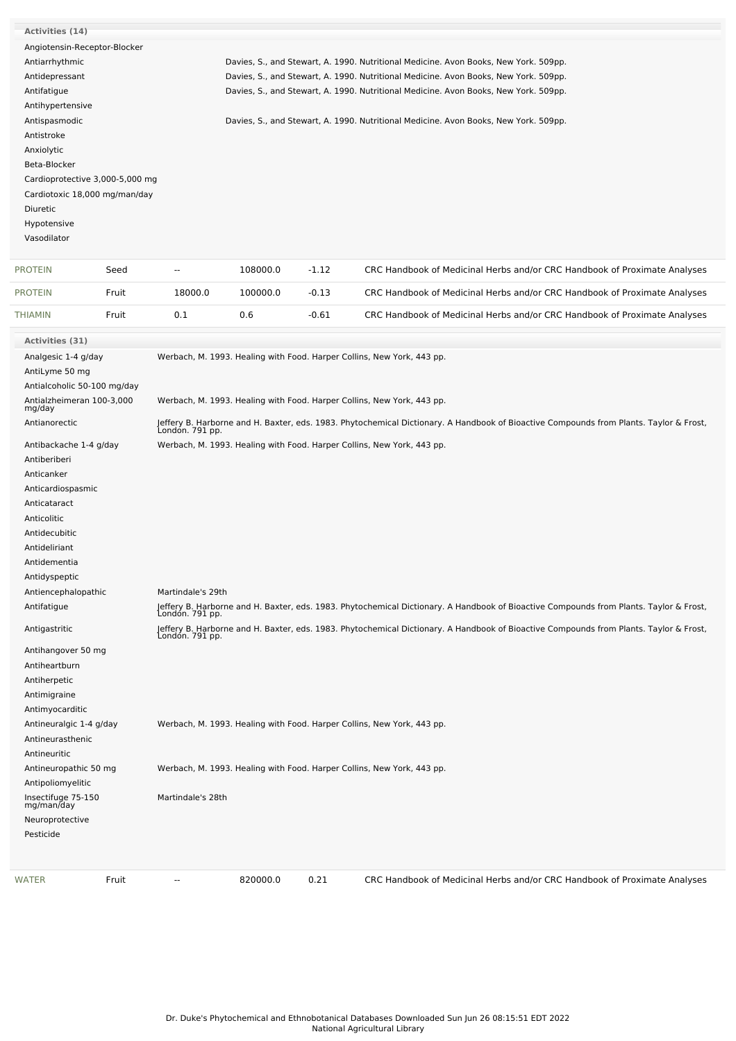**Activities (14)**

| | |
|---|---|
| Angiotensin-Receptor-Blocker | |
| Antiarrhythmic | Davies, S., and Stewart, A. 1990. Nutritional Medicine. Avon Books, New York. 509pp. |
| Antidepressant | Davies, S., and Stewart, A. 1990. Nutritional Medicine. Avon Books, New York. 509pp. |
| Antifatigue | Davies, S., and Stewart, A. 1990. Nutritional Medicine. Avon Books, New York. 509pp. |
| Antihypertensive | |
| Antispasmodic | Davies, S., and Stewart, A. 1990. Nutritional Medicine. Avon Books, New York. 509pp. |
| Antistroke | |
| Anxiolytic | |
| Beta-Blocker | |
| Cardioprotective 3,000-5,000 mg | |
| Cardiotoxic 18,000 mg/man/day | |
| Diuretic | |
| Hypotensive | |
| Vasodilator | |

| | | | | | |
|---|---|---|---|---|---|
| PROTEIN | Seed | -- | 108000.0 | -1.12 | CRC Handbook of Medicinal Herbs and/or CRC Handbook of Proximate Analyses |
| PROTEIN | Fruit | 18000.0 | 100000.0 | -0.13 | CRC Handbook of Medicinal Herbs and/or CRC Handbook of Proximate Analyses |
| THIAMIN | Fruit | 0.1 | 0.6 | -0.61 | CRC Handbook of Medicinal Herbs and/or CRC Handbook of Proximate Analyses |

**Activities (31)**

| | |
|---|---|
| Analgesic 1-4 g/day | Werbach, M. 1993. Healing with Food. Harper Collins, New York, 443 pp. |
| AntiLyme 50 mg | |
| Antialcoholic 50-100 mg/day | |
| Antialzheimeran 100-3,000 mg/day | Werbach, M. 1993. Healing with Food. Harper Collins, New York, 443 pp. |
| Antianorectic | Jeffery B. Harborne and H. Baxter, eds. 1983. Phytochemical Dictionary. A Handbook of Bioactive Compounds from Plants. Taylor & Frost, London. 791 pp. |
| Antibackache 1-4 g/day | Werbach, M. 1993. Healing with Food. Harper Collins, New York, 443 pp. |
| Antiberiberi | |
| Anticanker | |
| Anticardiospasmic | |
| Anticataract | |
| Anticolitic | |
| Antidecubitic | |
| Antideliriant | |
| Antidementia | |
| Antidyspeptic | |
| Antiencephalopathic | Martindale's 29th |
| Antifatigue | Jeffery B. Harborne and H. Baxter, eds. 1983. Phytochemical Dictionary. A Handbook of Bioactive Compounds from Plants. Taylor & Frost, London. 791 pp. |
| Antigastritic | Jeffery B. Harborne and H. Baxter, eds. 1983. Phytochemical Dictionary. A Handbook of Bioactive Compounds from Plants. Taylor & Frost, London. 791 pp. |
| Antihangover 50 mg | |
| Antiheartburn | |
| Antiherpetic | |
| Antimigraine | |
| Antimyocarditic | |
| Antineuralgic 1-4 g/day | Werbach, M. 1993. Healing with Food. Harper Collins, New York, 443 pp. |
| Antineurasthenic | |
| Antineuritic | |
| Antineuropathic 50 mg | Werbach, M. 1993. Healing with Food. Harper Collins, New York, 443 pp. |
| Antipoliomyelitic | |
| Insectifuge 75-150 mg/man/day | Martindale's 28th |
| Neuroprotective | |
| Pesticide | |

| | | | | | |
|---|---|---|---|---|---|
| WATER | Fruit | -- | 820000.0 | 0.21 | CRC Handbook of Medicinal Herbs and/or CRC Handbook of Proximate Analyses |